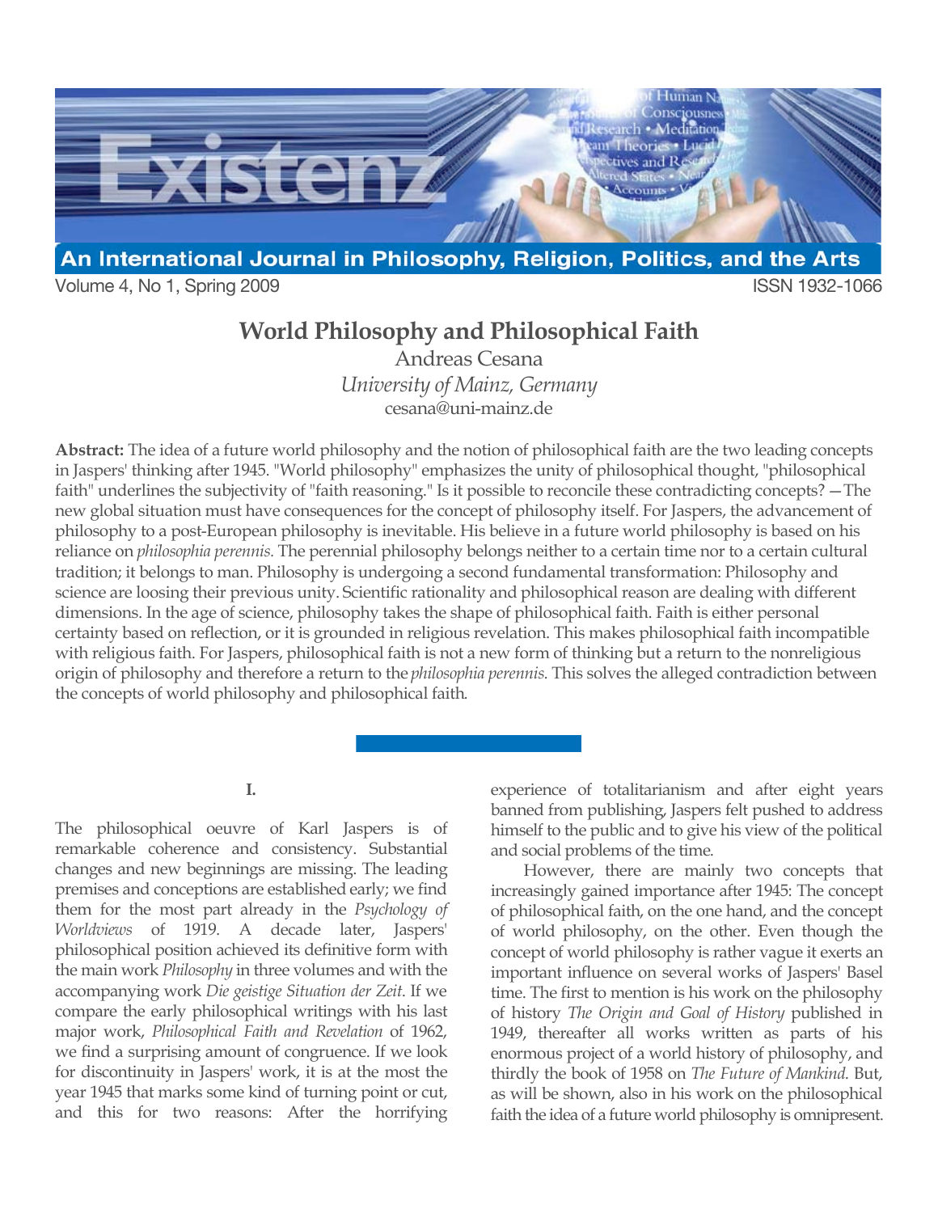# World Philosophy and Philosophical Faith

Andreas Cesana

*University of Mainz, Germany*

cesana@uni-mainz.de

**Abstract:** The idea of a future world philosophy and the notion of philosophical faith are the two leading concepts in Jaspers' thinking after 1945. "World philosophy" emphasizes the unity of philosophical thought, "philosophical faith" underlines the subjectivity of "faith reasoning." Is it possible to reconcile these contradicting concepts? —The new global situation must have consequences for the concept of philosophy itself. For Jaspers, the advancement of philosophy to a post-European philosophy is inevitable. His believe in a future world philosophy is based on his reliance on *philosophia perennis.* The perennial philosophy belongs neither to a certain time nor to a certain cultural tradition; it belongs to man. Philosophy is undergoing a second fundamental transformation: Philosophy and science are loosing their previous unity. Scientific rationality and philosophical reason are dealing with different dimensions. In the age of science, philosophy takes the shape of philosophical faith. Faith is either personal certainty based on reflection, or it is grounded in religious revelation. This makes philosophical faith incompatible with religious faith. For Jaspers, philosophical faith is not a new form of thinking but a return to the nonreligious origin of philosophy and therefore a return to the *philosophia perennis.* This solves the alleged contradiction between the concepts of world philosophy and philosophical faith.

## I.

The philosophical oeuvre of Karl Jaspers is of remarkable coherence and consistency. Substantial changes and new beginnings are missing. The leading premises and conceptions are established early; we find them for the most part already in the *Psychology of Worldviews* of 1919. A decade later, Jaspers' philosophical position achieved its definitive form with the main work *Philosophy* in three volumes and with the accompanying work *Die geistige Situation der Zeit*. If we compare the early philosophical writings with his last major work, *Philosophical Faith and Revelation* of 1962, we find a surprising amount of congruence. If we look for discontinuity in Jaspers' work, it is at the most the year 1945 that marks some kind of turning point or cut, and this for two reasons: After the horrifying experience of totalitarianism and after eight years banned from publishing, Jaspers felt pushed to address himself to the public and to give his view of the political and social problems of the time.

However, there are mainly two concepts that increasingly gained importance after 1945: The concept of philosophical faith, on the one hand, and the concept of world philosophy, on the other. Even though the concept of world philosophy is rather vague it exerts an important influence on several works of Jaspers' Basel time. The first to mention is his work on the philosophy of history *The Origin and Goal of History* published in 1949, thereafter all works written as parts of his enormous project of a world history of philosophy, and thirdly the book of 1958 on *The Future of Mankind*. But, as will be shown, also in his work on the philosophical faith the idea of a future world philosophy is omnipresent.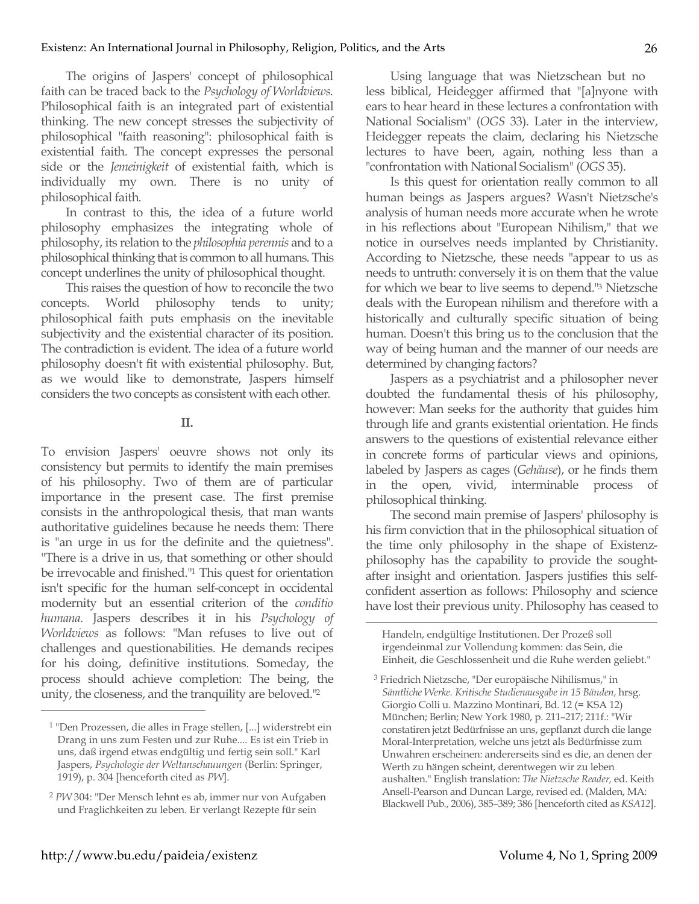The origins of Jaspers' concept of philosophical faith can be traced back to the *Psychology of Worldviews*. Philosophical faith is an integrated part of existential thinking. The new concept stresses the subjectivity of philosophical "faith reasoning": philosophical faith is existential faith. The concept expresses the personal side or the *Jemeinigkeit* of existential faith, which is individually my own. There is no unity of philosophical faith.

In contrast to this, the idea of a future world philosophy emphasizes the integrating whole of philosophy, its relation to the *philosophia perennis* and to a philosophical thinking that is common to all humans. This concept underlines the unity of philosophical thought.

This raises the question of how to reconcile the two concepts. World philosophy tends to unity; philosophical faith puts emphasis on the inevitable subjectivity and the existential character of its position. The contradiction is evident. The idea of a future world philosophy doesn't fit with existential philosophy. But, as we would like to demonstrate, Jaspers himself considers the two concepts as consistent with each other.

## II.

To envision Jaspers' oeuvre shows not only its consistency but permits to identify the main premises of his philosophy. Two of them are of particular importance in the present case. The first premise consists in the anthropological thesis, that man wants authoritative guidelines because he needs them: There is "an urge in us for the definite and the quietness". "There is a drive in us, that something or other should be irrevocable and finished."[1] This quest for orientation isn't specific for the human self-concept in occidental modernity but an essential criterion of the *conditio humana*. Jaspers describes it in his *Psychology of Worldviews* as follows: "Man refuses to live out of challenges and questionabilities. He demands recipes for his doing, definitive institutions. Someday, the process should achieve completion: The being, the unity, the closeness, and the tranquility are beloved."[2]

Using language that was Nietzschean but no less biblical, Heidegger affirmed that "[a]nyone with ears to hear heard in these lectures a confrontation with National Socialism" (*OGS* 33). Later in the interview, Heidegger repeats the claim, declaring his Nietzsche lectures to have been, again, nothing less than a "confrontation with National Socialism" (*OGS* 35).

Is this quest for orientation really common to all human beings as Jaspers argues? Wasn't Nietzsche's analysis of human needs more accurate when he wrote in his reflections about "European Nihilism," that we notice in ourselves needs implanted by Christianity. According to Nietzsche, these needs "appear to us as needs to untruth: conversely it is on them that the value for which we bear to live seems to depend."[3] Nietzsche deals with the European nihilism and therefore with a historically and culturally specific situation of being human. Doesn't this bring us to the conclusion that the way of being human and the manner of our needs are determined by changing factors?

Jaspers as a psychiatrist and a philosopher never doubted the fundamental thesis of his philosophy, however: Man seeks for the authority that guides him through life and grants existential orientation. He finds answers to the questions of existential relevance either in concrete forms of particular views and opinions, labeled by Jaspers as cages (*Gehäuse*), or he finds them in the open, vivid, interminable process of philosophical thinking.

The second main premise of Jaspers' philosophy is his firm conviction that in the philosophical situation of the time only philosophy in the shape of Existenz-philosophy has the capability to provide the sought-after insight and orientation. Jaspers justifies this self-confident assertion as follows: Philosophy and science have lost their previous unity. Philosophy has ceased to

---

[1] "Den Prozessen, die alles in Frage stellen, [...] widerstrebt ein Drang in uns zum Festen und zur Ruhe.... Es ist ein Trieb in uns, daß irgend etwas endgültig und fertig sein soll." Karl Jaspers, *Psychologie der Weltanschauungen* (Berlin: Springer, 1919), p. 304 [henceforth cited as *PW*].

[2] *PW* 304: "Der Mensch lehnt es ab, immer nur von Aufgaben und Fraglichkeiten zu leben. Er verlangt Rezepte für sein Handeln, endgültige Institutionen. Der Prozeß soll irgendeinmal zur Vollendung kommen: das Sein, die Einheit, die Geschlossenheit und die Ruhe werden geliebt."

[3] Friedrich Nietzsche, "Der europäische Nihilismus," in *Sämtliche Werke. Kritische Studienausgabe in 15 Bänden,* hrsg. Giorgio Colli u. Mazzino Montinari, Bd. 12 (= KSA 12) München; Berlin; New York 1980, p. 211–217; 211f.: "Wir constatiren jetzt Bedürfnisse an uns, gepflanzt durch die lange Moral-Interpretation, welche uns jetzt als Bedürfnisse zum Unwahren erscheinen: andererseits sind es die, an denen der Werth zu hängen scheint, derentwegen wir zu leben aushalten." English translation: *The Nietzsche Reader,* ed. Keith Ansell-Pearson and Duncan Large, revised ed. (Malden, MA: Blackwell Pub., 2006), 385–389; 386 [henceforth cited as *KSA12*].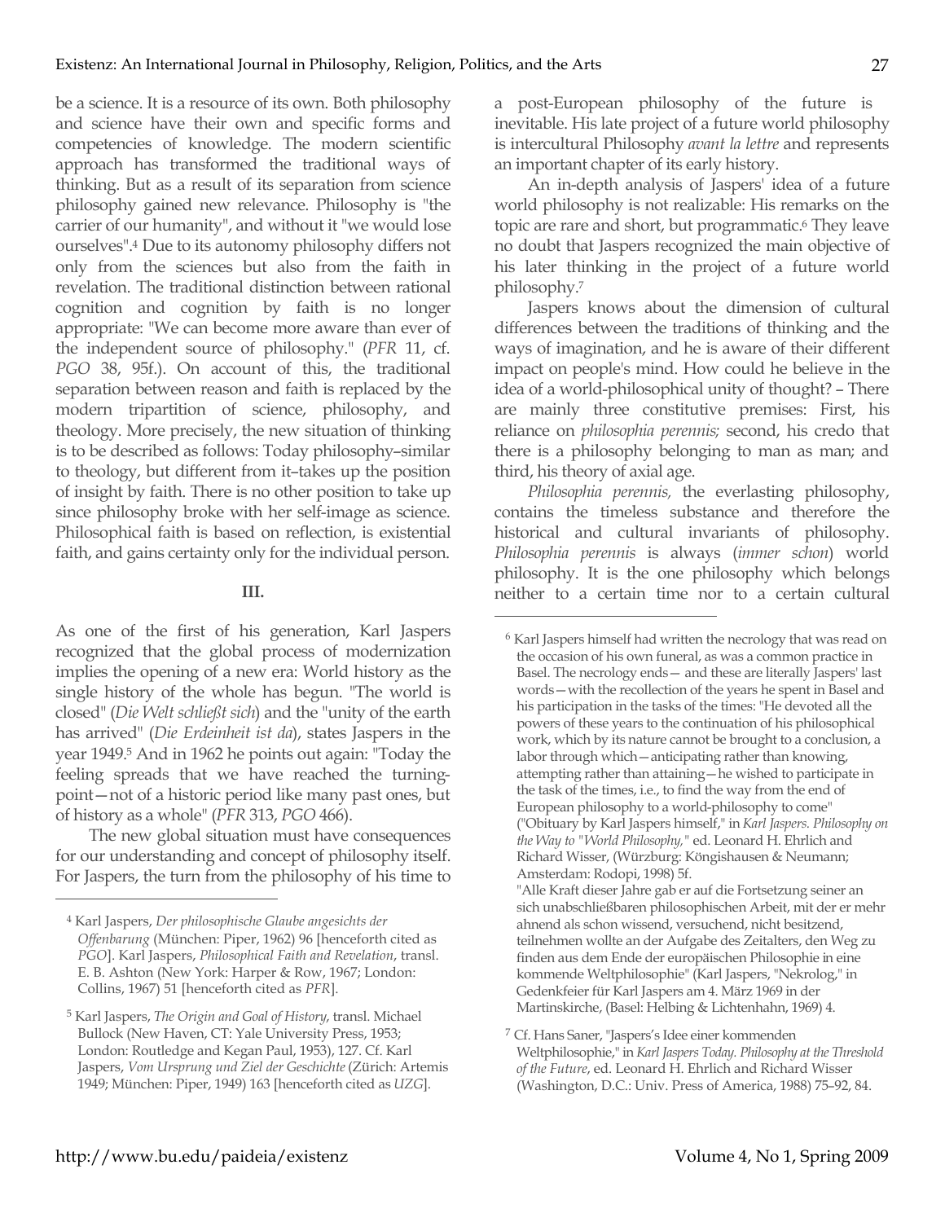be a science. It is a resource of its own. Both philosophy and science have their own and specific forms and competencies of knowledge. The modern scientific approach has transformed the traditional ways of thinking. But as a result of its separation from science philosophy gained new relevance. Philosophy is "the carrier of our humanity", and without it "we would lose ourselves".[4] Due to its autonomy philosophy differs not only from the sciences but also from the faith in revelation. The traditional distinction between rational cognition and cognition by faith is no longer appropriate: "We can become more aware than ever of the independent source of philosophy." (*PFR* 11, cf. *PGO* 38, 95f.). On account of this, the traditional separation between reason and faith is replaced by the modern tripartition of science, philosophy, and theology. More precisely, the new situation of thinking is to be described as follows: Today philosophy–similar to theology, but different from it–takes up the position of insight by faith. There is no other position to take up since philosophy broke with her self-image as science. Philosophical faith is based on reflection, is existential faith, and gains certainty only for the individual person.

**III.**

As one of the first of his generation, Karl Jaspers recognized that the global process of modernization implies the opening of a new era: World history as the single history of the whole has begun. "The world is closed" (*Die Welt schließt sich*) and the "unity of the earth has arrived" (*Die Erdeinheit ist da*), states Jaspers in the year 1949.[5] And in 1962 he points out again: "Today the feeling spreads that we have reached the turning-point—not of a historic period like many past ones, but of history as a whole" (*PFR* 313, *PGO* 466).

The new global situation must have consequences for our understanding and concept of philosophy itself. For Jaspers, the turn from the philosophy of his time to a post-European philosophy of the future is inevitable. His late project of a future world philosophy is intercultural Philosophy *avant la lettre* and represents an important chapter of its early history.

An in-depth analysis of Jaspers' idea of a future world philosophy is not realizable: His remarks on the topic are rare and short, but programmatic.[6] They leave no doubt that Jaspers recognized the main objective of his later thinking in the project of a future world philosophy.[7]

Jaspers knows about the dimension of cultural differences between the traditions of thinking and the ways of imagination, and he is aware of their different impact on people's mind. How could he believe in the idea of a world-philosophical unity of thought? – There are mainly three constitutive premises: First, his reliance on *philosophia perennis;* second, his credo that there is a philosophy belonging to man as man; and third, his theory of axial age.

*Philosophia perennis,* the everlasting philosophy, contains the timeless substance and therefore the historical and cultural invariants of philosophy. *Philosophia perennis* is always (*immer schon*) world philosophy. It is the one philosophy which belongs neither to a certain time nor to a certain cultural

---

[4] Karl Jaspers, *Der philosophische Glaube angesichts der Offenbarung* (München: Piper, 1962) 96 [henceforth cited as *PGO*]. Karl Jaspers, *Philosophical Faith and Revelation*, transl. E. B. Ashton (New York: Harper & Row, 1967; London: Collins, 1967) 51 [henceforth cited as *PFR*].

[5] Karl Jaspers, *The Origin and Goal of History*, transl. Michael Bullock (New Haven, CT: Yale University Press, 1953; London: Routledge and Kegan Paul, 1953), 127. Cf. Karl Jaspers, *Vom Ursprung und Ziel der Geschichte* (Zürich: Artemis 1949; München: Piper, 1949) 163 [henceforth cited as *UZG*].

[6] Karl Jaspers himself had written the necrology that was read on the occasion of his own funeral, as was a common practice in Basel. The necrology ends— and these are literally Jaspers' last words—with the recollection of the years he spent in Basel and his participation in the tasks of the times: "He devoted all the powers of these years to the continuation of his philosophical work, which by its nature cannot be brought to a conclusion, a labor through which—anticipating rather than knowing, attempting rather than attaining—he wished to participate in the task of the times, i.e., to find the way from the end of European philosophy to a world-philosophy to come" ("Obituary by Karl Jaspers himself," in *Karl Jaspers. Philosophy on the Way to "World Philosophy,"* ed. Leonard H. Ehrlich and Richard Wisser, (Würzburg: Köngishausen & Neumann; Amsterdam: Rodopi, 1998) 5f.
"Alle Kraft dieser Jahre gab er auf die Fortsetzung seiner an sich unabschließbaren philosophischen Arbeit, mit der er mehr ahnend als schon wissend, versuchend, nicht besitzend, teilnehmen wollte an der Aufgabe des Zeitalters, den Weg zu finden aus dem Ende der europäischen Philosophie in eine kommende Weltphilosophie" (Karl Jaspers, "Nekrolog," in Gedenkfeier für Karl Jaspers am 4. März 1969 in der Martinskirche, (Basel: Helbing & Lichtenhahn, 1969) 4.

[7] Cf. Hans Saner, "Jaspers's Idee einer kommenden Weltphilosophie," in *Karl Jaspers Today. Philosophy at the Threshold of the Future*, ed. Leonard H. Ehrlich and Richard Wisser (Washington, D.C.: Univ. Press of America, 1988) 75–92, 84.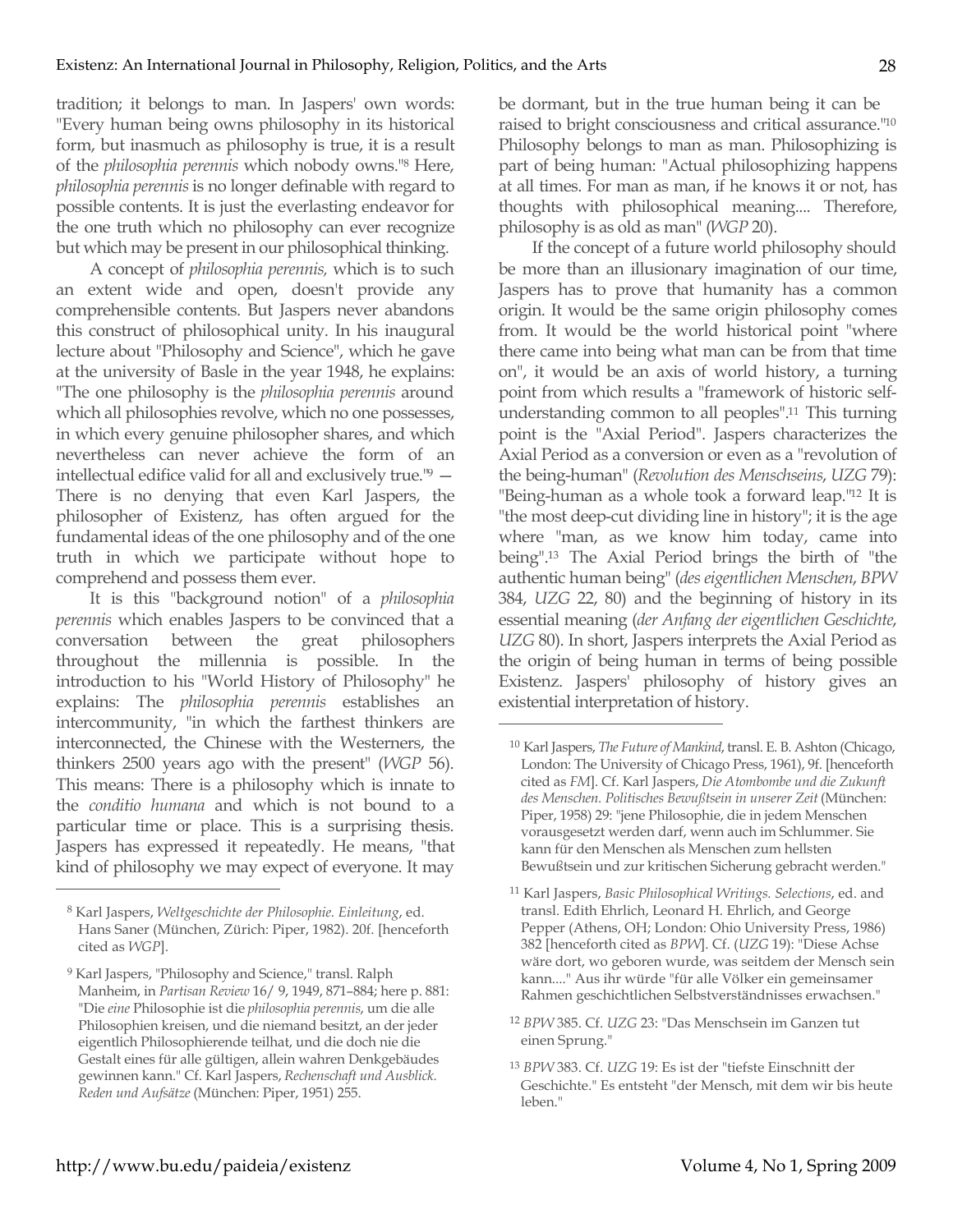tradition; it belongs to man. In Jaspers' own words: "Every human being owns philosophy in its historical form, but inasmuch as philosophy is true, it is a result of the *philosophia perennis* which nobody owns."[8] Here, *philosophia perennis* is no longer definable with regard to possible contents. It is just the everlasting endeavor for the one truth which no philosophy can ever recognize but which may be present in our philosophical thinking.

A concept of *philosophia perennis,* which is to such an extent wide and open, doesn't provide any comprehensible contents. But Jaspers never abandons this construct of philosophical unity. In his inaugural lecture about "Philosophy and Science", which he gave at the university of Basle in the year 1948, he explains: "The one philosophy is the *philosophia perennis* around which all philosophies revolve, which no one possesses, in which every genuine philosopher shares, and which nevertheless can never achieve the form of an intellectual edifice valid for all and exclusively true."[9] — There is no denying that even Karl Jaspers, the philosopher of Existenz, has often argued for the fundamental ideas of the one philosophy and of the one truth in which we participate without hope to comprehend and possess them ever.

It is this "background notion" of a *philosophia perennis* which enables Jaspers to be convinced that a conversation between the great philosophers throughout the millennia is possible. In the introduction to his "World History of Philosophy" he explains: The *philosophia perennis* establishes an intercommunity, "in which the farthest thinkers are interconnected, the Chinese with the Westerners, the thinkers 2500 years ago with the present" (*WGP* 56). This means: There is a philosophy which is innate to the *conditio humana* and which is not bound to a particular time or place. This is a surprising thesis. Jaspers has expressed it repeatedly. He means, "that kind of philosophy we may expect of everyone. It may be dormant, but in the true human being it can be raised to bright consciousness and critical assurance."[10] Philosophy belongs to man as man. Philosophizing is part of being human: "Actual philosophizing happens at all times. For man as man, if he knows it or not, has thoughts with philosophical meaning.... Therefore, philosophy is as old as man" (*WGP* 20).

If the concept of a future world philosophy should be more than an illusionary imagination of our time, Jaspers has to prove that humanity has a common origin. It would be the same origin philosophy comes from. It would be the world historical point "where there came into being what man can be from that time on", it would be an axis of world history, a turning point from which results a "framework of historic self-understanding common to all peoples".[11] This turning point is the "Axial Period". Jaspers characterizes the Axial Period as a conversion or even as a "revolution of the being-human" (*Revolution des Menschseins*, *UZG* 79): "Being-human as a whole took a forward leap."[12] It is "the most deep-cut dividing line in history"; it is the age where "man, as we know him today, came into being".[13] The Axial Period brings the birth of "the authentic human being" (*des eigentlichen Menschen*, *BPW* 384, *UZG* 22, 80) and the beginning of history in its essential meaning (*der Anfang der eigentlichen Geschichte*, *UZG* 80). In short, Jaspers interprets the Axial Period as the origin of being human in terms of being possible Existenz. Jaspers' philosophy of history gives an existential interpretation of history.

---

[8] Karl Jaspers, *Weltgeschichte der Philosophie. Einleitung*, ed. Hans Saner (München, Zürich: Piper, 1982). 20f. [henceforth cited as *WGP*].

[9] Karl Jaspers, "Philosophy and Science," transl. Ralph Manheim, in *Partisan Review* 16/ 9, 1949, 871–884; here p. 881: "Die *eine* Philosophie ist die *philosophia perennis*, um die alle Philosophien kreisen, und die niemand besitzt, an der jeder eigentlich Philosophierende teilhat, und die doch nie die Gestalt eines für alle gültigen, allein wahren Denkgebäudes gewinnen kann." Cf. Karl Jaspers, *Rechenschaft und Ausblick. Reden und Aufsätze* (München: Piper, 1951) 255.

[10] Karl Jaspers, *The Future of Mankind*, transl. E. B. Ashton (Chicago, London: The University of Chicago Press, 1961), 9f. [henceforth cited as *FM*]. Cf. Karl Jaspers, *Die Atombombe und die Zukunft des Menschen. Politisches Bewußtsein in unserer Zeit* (München: Piper, 1958) 29: "jene Philosophie, die in jedem Menschen vorausgesetzt werden darf, wenn auch im Schlummer. Sie kann für den Menschen als Menschen zum hellsten Bewußtsein und zur kritischen Sicherung gebracht werden."

[11] Karl Jaspers, *Basic Philosophical Writings. Selections*, ed. and transl. Edith Ehrlich, Leonard H. Ehrlich, and George Pepper (Athens, OH; London: Ohio University Press, 1986) 382 [henceforth cited as *BPW*]. Cf. (*UZG* 19): "Diese Achse wäre dort, wo geboren wurde, was seitdem der Mensch sein kann...." Aus ihr würde "für alle Völker ein gemeinsamer Rahmen geschichtlichen Selbstverständnisses erwachsen."

[12] *BPW* 385. Cf. *UZG* 23: "Das Menschsein im Ganzen tut einen Sprung."

[13] *BPW* 383. Cf. *UZG* 19: Es ist der "tiefste Einschnitt der Geschichte." Es entsteht "der Mensch, mit dem wir bis heute leben."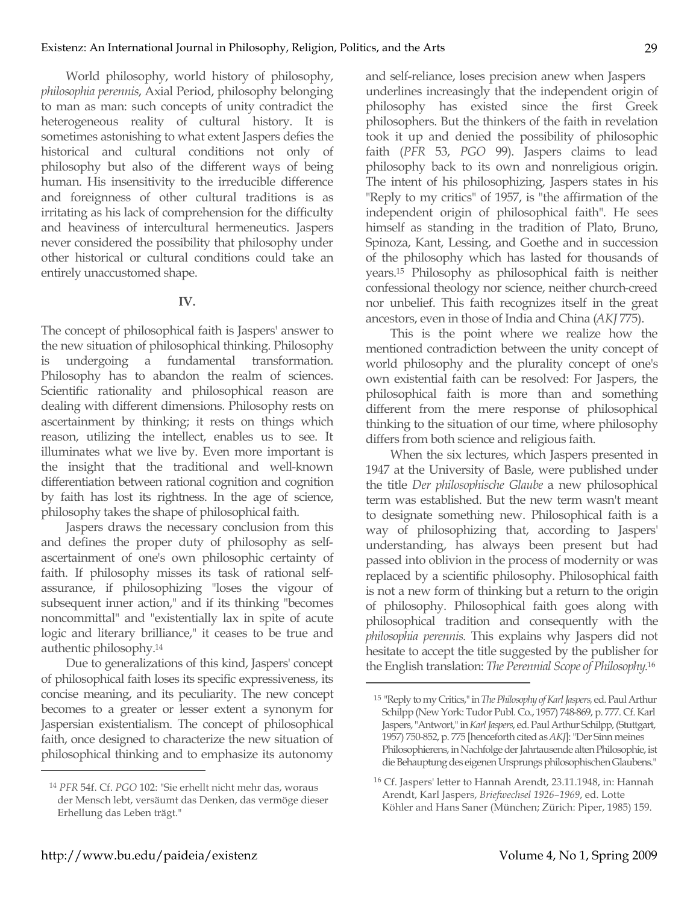World philosophy, world history of philosophy, *philosophia perennis*, Axial Period, philosophy belonging to man as man: such concepts of unity contradict the heterogeneous reality of cultural history. It is sometimes astonishing to what extent Jaspers defies the historical and cultural conditions not only of philosophy but also of the different ways of being human. His insensitivity to the irreducible difference and foreignness of other cultural traditions is as irritating as his lack of comprehension for the difficulty and heaviness of intercultural hermeneutics. Jaspers never considered the possibility that philosophy under other historical or cultural conditions could take an entirely unaccustomed shape.

**IV.**

The concept of philosophical faith is Jaspers' answer to the new situation of philosophical thinking. Philosophy is undergoing a fundamental transformation. Philosophy has to abandon the realm of sciences. Scientific rationality and philosophical reason are dealing with different dimensions. Philosophy rests on ascertainment by thinking; it rests on things which reason, utilizing the intellect, enables us to see. It illuminates what we live by. Even more important is the insight that the traditional and well-known differentiation between rational cognition and cognition by faith has lost its rightness. In the age of science, philosophy takes the shape of philosophical faith.

Jaspers draws the necessary conclusion from this and defines the proper duty of philosophy as self-ascertainment of one's own philosophic certainty of faith. If philosophy misses its task of rational self-assurance, if philosophizing "loses the vigour of subsequent inner action," and if its thinking "becomes noncommittal" and "existentially lax in spite of acute logic and literary brilliance," it ceases to be true and authentic philosophy.[14]

Due to generalizations of this kind, Jaspers' concept of philosophical faith loses its specific expressiveness, its concise meaning, and its peculiarity. The new concept becomes to a greater or lesser extent a synonym for Jaspersian existentialism. The concept of philosophical faith, once designed to characterize the new situation of philosophical thinking and to emphasize its autonomy and self-reliance, loses precision anew when Jaspers underlines increasingly that the independent origin of philosophy has existed since the first Greek philosophers. But the thinkers of the faith in revelation took it up and denied the possibility of philosophic faith (*PFR* 53, *PGO* 99). Jaspers claims to lead philosophy back to its own and nonreligious origin. The intent of his philosophizing, Jaspers states in his "Reply to my critics" of 1957, is "the affirmation of the independent origin of philosophical faith". He sees himself as standing in the tradition of Plato, Bruno, Spinoza, Kant, Lessing, and Goethe and in succession of the philosophy which has lasted for thousands of years.[15] Philosophy as philosophical faith is neither confessional theology nor science, neither church-creed nor unbelief. This faith recognizes itself in the great ancestors, even in those of India and China (*AKJ* 775).

This is the point where we realize how the mentioned contradiction between the unity concept of world philosophy and the plurality concept of one's own existential faith can be resolved: For Jaspers, the philosophical faith is more than and something different from the mere response of philosophical thinking to the situation of our time, where philosophy differs from both science and religious faith.

When the six lectures, which Jaspers presented in 1947 at the University of Basle, were published under the title *Der philosophische Glaube* a new philosophical term was established. But the new term wasn't meant to designate something new. Philosophical faith is a way of philosophizing that, according to Jaspers' understanding, has always been present but had passed into oblivion in the process of modernity or was replaced by a scientific philosophy. Philosophical faith is not a new form of thinking but a return to the origin of philosophy. Philosophical faith goes along with philosophical tradition and consequently with the *philosophia perennis*. This explains why Jaspers did not hesitate to accept the title suggested by the publisher for the English translation: *The Perennial Scope of Philosophy*.[16]

---

[14] *PFR* 54f. Cf. *PGO* 102: "Sie erhellt nicht mehr das, woraus der Mensch lebt, versäumt das Denken, das vermöge dieser Erhellung das Leben trägt."

[15] "Reply to my Critics," in *The Philosophy of Karl Jaspers*, ed. Paul Arthur Schilpp (New York: Tudor Publ. Co., 1957) 748-869, p. 777. Cf. Karl Jaspers, "Antwort," in *Karl Jaspers*, ed. Paul Arthur Schilpp, (Stuttgart, 1957) 750-852, p. 775 [henceforth cited as *AKJ*]: "Der Sinn meines Philosophierens, in Nachfolge der Jahrtausende alten Philosophie, ist die Behauptung des eigenen Ursprungs philosophischen Glaubens."

[16] Cf. Jaspers' letter to Hannah Arendt, 23.11.1948, in: Hannah Arendt, Karl Jaspers, *Briefwechsel 1926–1969*, ed. Lotte Köhler and Hans Saner (München; Zürich: Piper, 1985) 159.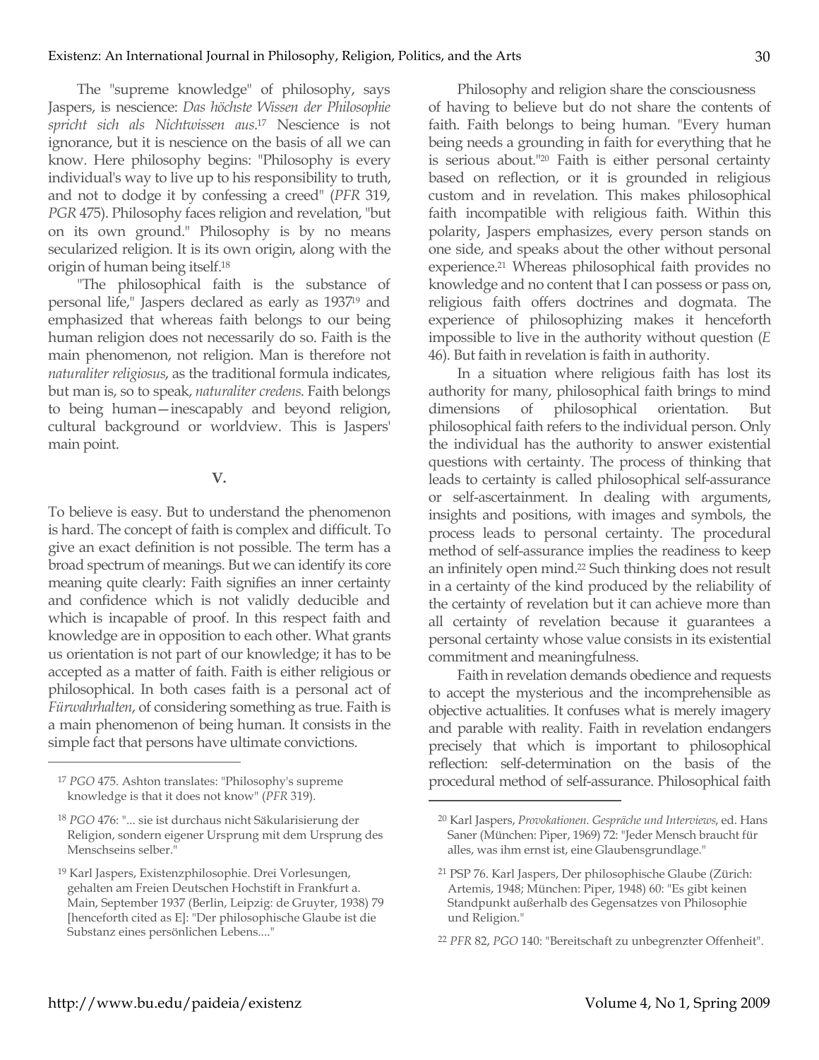The "supreme knowledge" of philosophy, says Jaspers, is nescience: *Das höchste Wissen der Philosophie spricht sich als Nichtwissen aus*.[17] Nescience is not ignorance, but it is nescience on the basis of all we can know. Here philosophy begins: "Philosophy is every individual's way to live up to his responsibility to truth, and not to dodge it by confessing a creed" (*PFR* 319, *PGR* 475). Philosophy faces religion and revelation, "but on its own ground." Philosophy is by no means secularized religion. It is its own origin, along with the origin of human being itself.[18]

"The philosophical faith is the substance of personal life," Jaspers declared as early as 1937[19] and emphasized that whereas faith belongs to our being human religion does not necessarily do so. Faith is the main phenomenon, not religion. Man is therefore not *naturaliter religiosus*, as the traditional formula indicates, but man is, so to speak, *naturaliter credens*. Faith belongs to being human—inescapably and beyond religion, cultural background or worldview. This is Jaspers' main point.

## V.

To believe is easy. But to understand the phenomenon is hard. The concept of faith is complex and difficult. To give an exact definition is not possible. The term has a broad spectrum of meanings. But we can identify its core meaning quite clearly: Faith signifies an inner certainty and confidence which is not validly deducible and which is incapable of proof. In this respect faith and knowledge are in opposition to each other. What grants us orientation is not part of our knowledge; it has to be accepted as a matter of faith. Faith is either religious or philosophical. In both cases faith is a personal act of *Fürwahrhalten*, of considering something as true. Faith is a main phenomenon of being human. It consists in the simple fact that persons have ultimate convictions.

Philosophy and religion share the consciousness of having to believe but do not share the contents of faith. Faith belongs to being human. "Every human being needs a grounding in faith for everything that he is serious about."[20] Faith is either personal certainty based on reflection, or it is grounded in religious custom and in revelation. This makes philosophical faith incompatible with religious faith. Within this polarity, Jaspers emphasizes, every person stands on one side, and speaks about the other without personal experience.[21] Whereas philosophical faith provides no knowledge and no content that I can possess or pass on, religious faith offers doctrines and dogmata. The experience of philosophizing makes it henceforth impossible to live in the authority without question (*E* 46). But faith in revelation is faith in authority.

In a situation where religious faith has lost its authority for many, philosophical faith brings to mind dimensions of philosophical orientation. But philosophical faith refers to the individual person. Only the individual has the authority to answer existential questions with certainty. The process of thinking that leads to certainty is called philosophical self-assurance or self-ascertainment. In dealing with arguments, insights and positions, with images and symbols, the process leads to personal certainty. The procedural method of self-assurance implies the readiness to keep an infinitely open mind.[22] Such thinking does not result in a certainty of the kind produced by the reliability of the certainty of revelation but it can achieve more than all certainty of revelation because it guarantees a personal certainty whose value consists in its existential commitment and meaningfulness.

Faith in revelation demands obedience and requests to accept the mysterious and the incomprehensible as objective actualities. It confuses what is merely imagery and parable with reality. Faith in revelation endangers precisely that which is important to philosophical reflection: self-determination on the basis of the procedural method of self-assurance. Philosophical faith

---

[17] *PGO* 475. Ashton translates: "Philosophy's supreme knowledge is that it does not know" (*PFR* 319).

[18] *PGO* 476: "... sie ist durchaus nicht Säkularisierung der Religion, sondern eigener Ursprung mit dem Ursprung des Menschseins selber."

[19] Karl Jaspers, Existenzphilosophie. Drei Vorlesungen, gehalten am Freien Deutschen Hochstift in Frankfurt a. Main, September 1937 (Berlin, Leipzig: de Gruyter, 1938) 79 [henceforth cited as E]: "Der philosophische Glaube ist die Substanz eines persönlichen Lebens...."

[20] Karl Jaspers, *Provokationen. Gespräche und Interviews*, ed. Hans Saner (München: Piper, 1969) 72: "Jeder Mensch braucht für alles, was ihm ernst ist, eine Glaubensgrundlage."

[21] PSP 76. Karl Jaspers, Der philosophische Glaube (Zürich: Artemis, 1948; München: Piper, 1948) 60: "Es gibt keinen Standpunkt außerhalb des Gegensatzes von Philosophie und Religion."

[22] *PFR* 82, *PGO* 140: "Bereitschaft zu unbegrenzter Offenheit".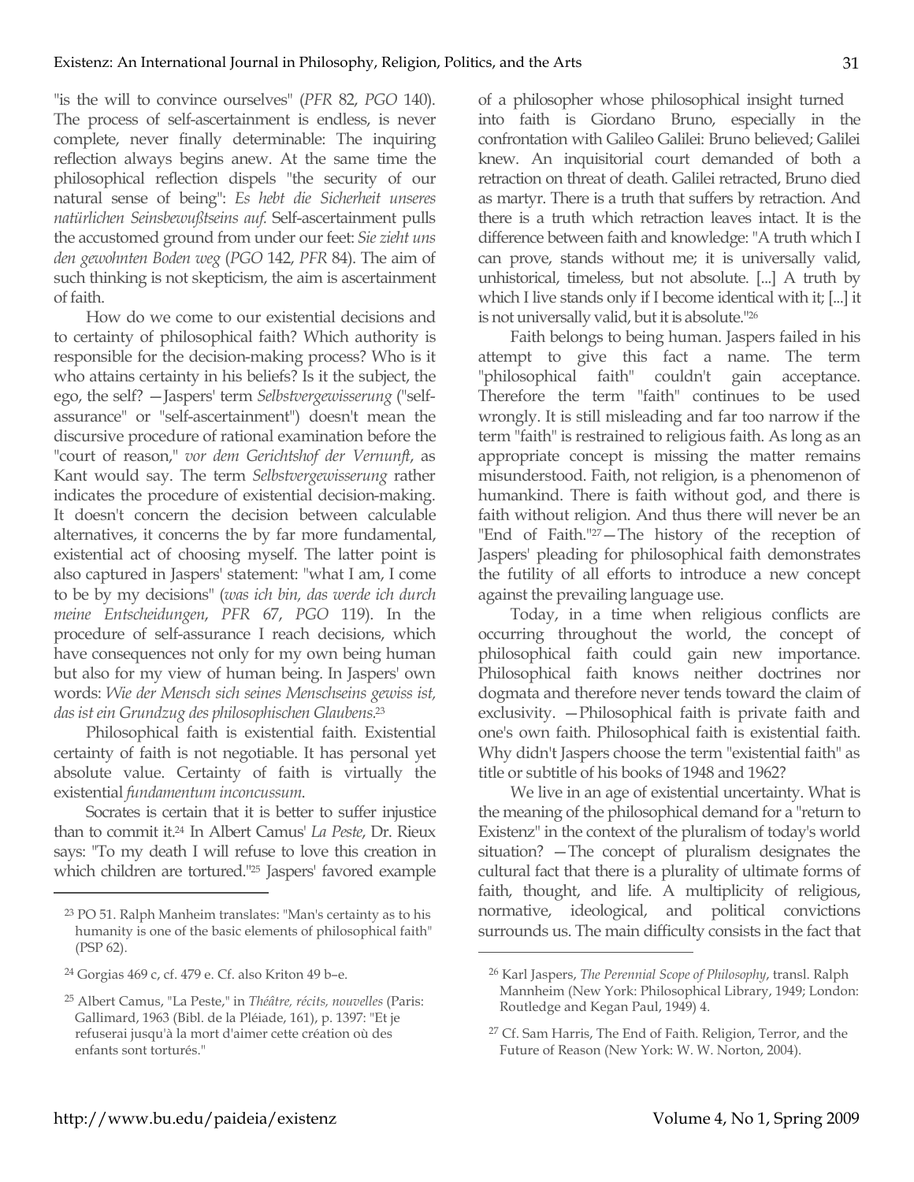"is the will to convince ourselves" (*PFR* 82, *PGO* 140). The process of self-ascertainment is endless, is never complete, never finally determinable: The inquiring reflection always begins anew. At the same time the philosophical reflection dispels "the security of our natural sense of being": *Es hebt die Sicherheit unseres natürlichen Seinsbewußtseins auf*. Self-ascertainment pulls the accustomed ground from under our feet: *Sie zieht uns den gewohnten Boden weg* (*PGO* 142, *PFR* 84). The aim of such thinking is not skepticism, the aim is ascertainment of faith.

How do we come to our existential decisions and to certainty of philosophical faith? Which authority is responsible for the decision-making process? Who is it who attains certainty in his beliefs? Is it the subject, the ego, the self? —Jaspers' term *Selbstvergewisserung* ("self-assurance" or "self-ascertainment") doesn't mean the discursive procedure of rational examination before the "court of reason," *vor dem Gerichtshof der Vernunft*, as Kant would say. The term *Selbstvergewisserung* rather indicates the procedure of existential decision-making. It doesn't concern the decision between calculable alternatives, it concerns the by far more fundamental, existential act of choosing myself. The latter point is also captured in Jaspers' statement: "what I am, I come to be by my decisions" (*was ich bin, das werde ich durch meine Entscheidungen*, *PFR* 67, *PGO* 119). In the procedure of self-assurance I reach decisions, which have consequences not only for my own being human but also for my view of human being. In Jaspers' own words: *Wie der Mensch sich seines Menschseins gewiss ist, das ist ein Grundzug des philosophischen Glaubens*.[23]

Philosophical faith is existential faith. Existential certainty of faith is not negotiable. It has personal yet absolute value. Certainty of faith is virtually the existential *fundamentum inconcussum*.

Socrates is certain that it is better to suffer injustice than to commit it.[24] In Albert Camus' *La Peste*, Dr. Rieux says: "To my death I will refuse to love this creation in which children are tortured."[25] Jaspers' favored example of a philosopher whose philosophical insight turned into faith is Giordano Bruno, especially in the confrontation with Galileo Galilei: Bruno believed; Galilei knew. An inquisitorial court demanded of both a retraction on threat of death. Galilei retracted, Bruno died as martyr. There is a truth that suffers by retraction. And there is a truth which retraction leaves intact. It is the difference between faith and knowledge: "A truth which I can prove, stands without me; it is universally valid, unhistorical, timeless, but not absolute. [...] A truth by which I live stands only if I become identical with it; [...] it is not universally valid, but it is absolute."[26]

Faith belongs to being human. Jaspers failed in his attempt to give this fact a name. The term "philosophical faith" couldn't gain acceptance. Therefore the term "faith" continues to be used wrongly. It is still misleading and far too narrow if the term "faith" is restrained to religious faith. As long as an appropriate concept is missing the matter remains misunderstood. Faith, not religion, is a phenomenon of humankind. There is faith without god, and there is faith without religion. And thus there will never be an "End of Faith."[27]—The history of the reception of Jaspers' pleading for philosophical faith demonstrates the futility of all efforts to introduce a new concept against the prevailing language use.

Today, in a time when religious conflicts are occurring throughout the world, the concept of philosophical faith could gain new importance. Philosophical faith knows neither doctrines nor dogmata and therefore never tends toward the claim of exclusivity. —Philosophical faith is private faith and one's own faith. Philosophical faith is existential faith. Why didn't Jaspers choose the term "existential faith" as title or subtitle of his books of 1948 and 1962?

We live in an age of existential uncertainty. What is the meaning of the philosophical demand for a "return to Existenz" in the context of the pluralism of today's world situation? —The concept of pluralism designates the cultural fact that there is a plurality of ultimate forms of faith, thought, and life. A multiplicity of religious, normative, ideological, and political convictions surrounds us. The main difficulty consists in the fact that

---

[23] PO 51. Ralph Manheim translates: "Man's certainty as to his humanity is one of the basic elements of philosophical faith" (PSP 62).

[24] Gorgias 469 c, cf. 479 e. Cf. also Kriton 49 b–e.

[25] Albert Camus, "La Peste," in *Théâtre, récits, nouvelles* (Paris: Gallimard, 1963 (Bibl. de la Pléiade, 161), p. 1397: "Et je refuserai jusqu'à la mort d'aimer cette création où des enfants sont torturés."

[26] Karl Jaspers, *The Perennial Scope of Philosophy*, transl. Ralph Mannheim (New York: Philosophical Library, 1949; London: Routledge and Kegan Paul, 1949) 4.

[27] Cf. Sam Harris, The End of Faith. Religion, Terror, and the Future of Reason (New York: W. W. Norton, 2004).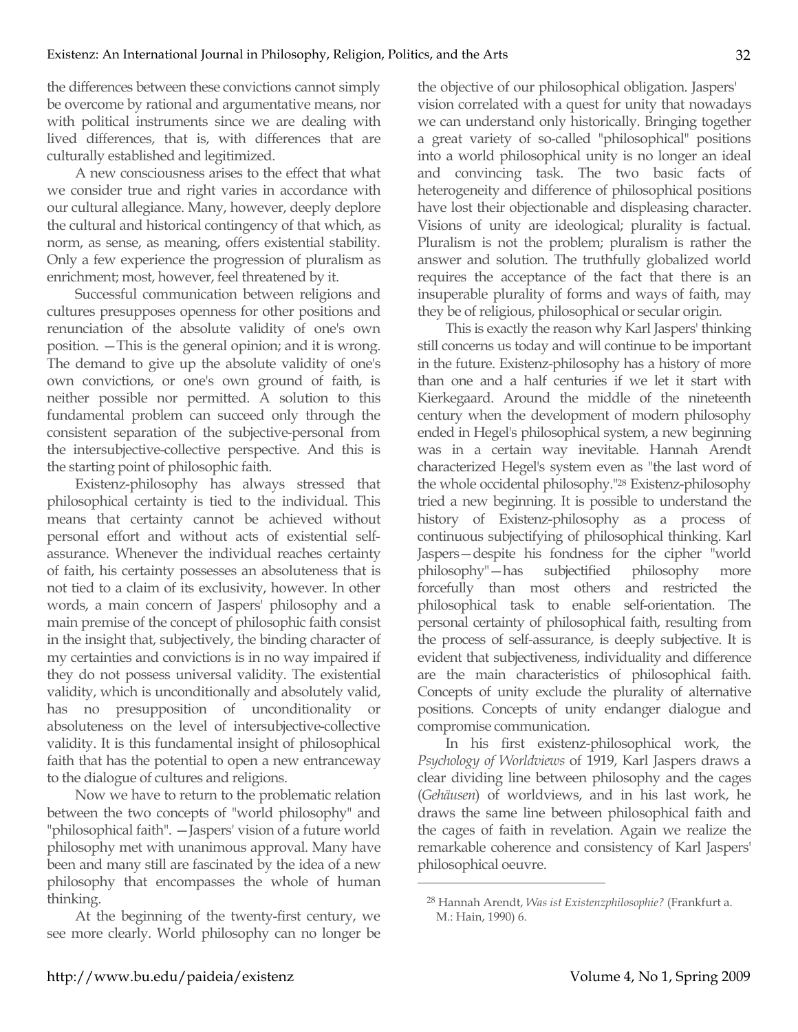the differences between these convictions cannot simply be overcome by rational and argumentative means, nor with political instruments since we are dealing with lived differences, that is, with differences that are culturally established and legitimized.

A new consciousness arises to the effect that what we consider true and right varies in accordance with our cultural allegiance. Many, however, deeply deplore the cultural and historical contingency of that which, as norm, as sense, as meaning, offers existential stability. Only a few experience the progression of pluralism as enrichment; most, however, feel threatened by it.

Successful communication between religions and cultures presupposes openness for other positions and renunciation of the absolute validity of one's own position. —This is the general opinion; and it is wrong. The demand to give up the absolute validity of one's own convictions, or one's own ground of faith, is neither possible nor permitted. A solution to this fundamental problem can succeed only through the consistent separation of the subjective-personal from the intersubjective-collective perspective. And this is the starting point of philosophic faith.

Existenz-philosophy has always stressed that philosophical certainty is tied to the individual. This means that certainty cannot be achieved without personal effort and without acts of existential self-assurance. Whenever the individual reaches certainty of faith, his certainty possesses an absoluteness that is not tied to a claim of its exclusivity, however. In other words, a main concern of Jaspers' philosophy and a main premise of the concept of philosophic faith consist in the insight that, subjectively, the binding character of my certainties and convictions is in no way impaired if they do not possess universal validity. The existential validity, which is unconditionally and absolutely valid, has no presupposition of unconditionality or absoluteness on the level of intersubjective-collective validity. It is this fundamental insight of philosophical faith that has the potential to open a new entranceway to the dialogue of cultures and religions.

Now we have to return to the problematic relation between the two concepts of "world philosophy" and "philosophical faith". —Jaspers' vision of a future world philosophy met with unanimous approval. Many have been and many still are fascinated by the idea of a new philosophy that encompasses the whole of human thinking.

At the beginning of the twenty-first century, we see more clearly. World philosophy can no longer be the objective of our philosophical obligation. Jaspers' vision correlated with a quest for unity that nowadays we can understand only historically. Bringing together a great variety of so-called "philosophical" positions into a world philosophical unity is no longer an ideal and convincing task. The two basic facts of heterogeneity and difference of philosophical positions have lost their objectionable and displeasing character. Visions of unity are ideological; plurality is factual. Pluralism is not the problem; pluralism is rather the answer and solution. The truthfully globalized world requires the acceptance of the fact that there is an insuperable plurality of forms and ways of faith, may they be of religious, philosophical or secular origin.

This is exactly the reason why Karl Jaspers' thinking still concerns us today and will continue to be important in the future. Existenz-philosophy has a history of more than one and a half centuries if we let it start with Kierkegaard. Around the middle of the nineteenth century when the development of modern philosophy ended in Hegel's philosophical system, a new beginning was in a certain way inevitable. Hannah Arendt characterized Hegel's system even as "the last word of the whole occidental philosophy."[28] Existenz-philosophy tried a new beginning. It is possible to understand the history of Existenz-philosophy as a process of continuous subjectifying of philosophical thinking. Karl Jaspers—despite his fondness for the cipher "world philosophy"—has subjectified philosophy more forcefully than most others and restricted the philosophical task to enable self-orientation. The personal certainty of philosophical faith, resulting from the process of self-assurance, is deeply subjective. It is evident that subjectiveness, individuality and difference are the main characteristics of philosophical faith. Concepts of unity exclude the plurality of alternative positions. Concepts of unity endanger dialogue and compromise communication.

In his first existenz-philosophical work, the *Psychology of Worldviews* of 1919, Karl Jaspers draws a clear dividing line between philosophy and the cages (*Gehäusen*) of worldviews, and in his last work, he draws the same line between philosophical faith and the cages of faith in revelation. Again we realize the remarkable coherence and consistency of Karl Jaspers' philosophical oeuvre.

---

[28] Hannah Arendt, *Was ist Existenzphilosophie?* (Frankfurt a. M.: Hain, 1990) 6.